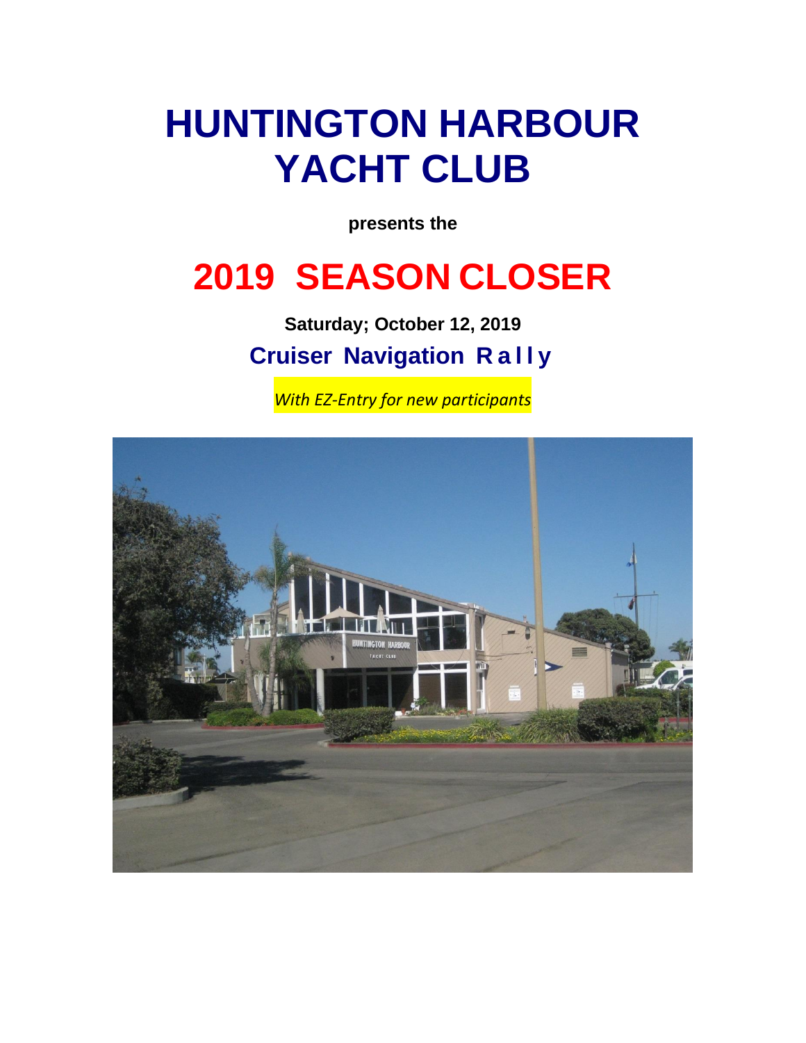# HUNTINGTON HARBOUR YACHT CLUB

**presents the**

# 2019 SEASON CLOSER

**Saturday; October 12, 2019**

## Cruiser Navigation Rally

*With EZ-Entry for new participants*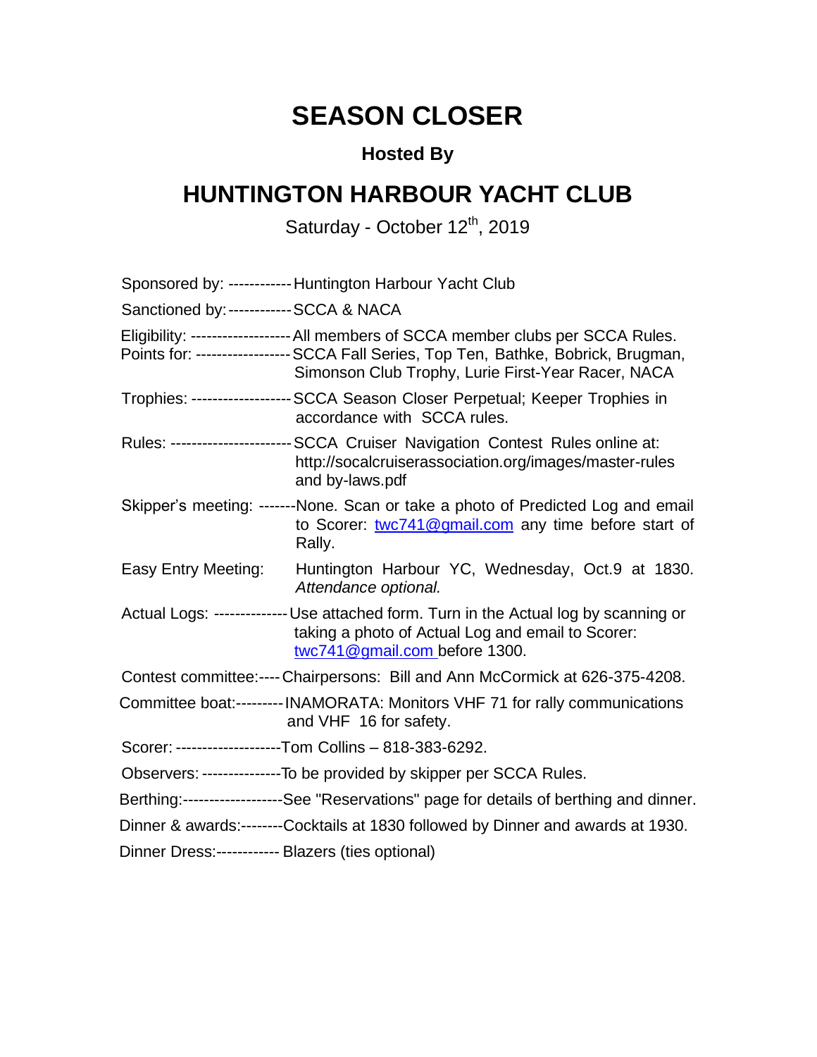# SEASON CLOSER

### Hosted By

## HUNTINGTON HARBOUR YACHT CLUB

Saturday - October 12th, 2019

Sponsored by: ------------ Huntington Harbour Yacht Club

Sanctioned by: ------------ SCCA & NACA

Eligibility: ------------------ All members of SCCA member clubs per SCCA Rules.
Points for: ----------------- SCCA Fall Series, Top Ten, Bathke, Bobrick, Brugman, Simonson Club Trophy, Lurie First-Year Racer, NACA

Trophies: ------------------ SCCA Season Closer Perpetual; Keeper Trophies in accordance with SCCA rules.

Rules: ---------------------- SCCA Cruiser Navigation Contest Rules online at: http://socalcruiserassociation.org/images/master-rules and by-laws.pdf

Skipper's meeting: -------None. Scan or take a photo of Predicted Log and email to Scorer: twc741@gmail.com any time before start of Rally.

Easy Entry Meeting: Huntington Harbour YC, Wednesday, Oct.9 at 1830. *Attendance optional.*

Actual Logs: -------------- Use attached form. Turn in the Actual log by scanning or taking a photo of Actual Log and email to Scorer: twc741@gmail.com before 1300.

Contest committee:---- Chairpersons: Bill and Ann McCormick at 626-375-4208.

Committee boat:--------- INAMORATA: Monitors VHF 71 for rally communications and VHF 16 for safety.

Scorer: --------------------Tom Collins – 818-383-6292.

Observers: ---------------To be provided by skipper per SCCA Rules.

Berthing:-------------------See "Reservations" page for details of berthing and dinner.

Dinner & awards:--------Cocktails at 1830 followed by Dinner and awards at 1930.

Dinner Dress:------------ Blazers (ties optional)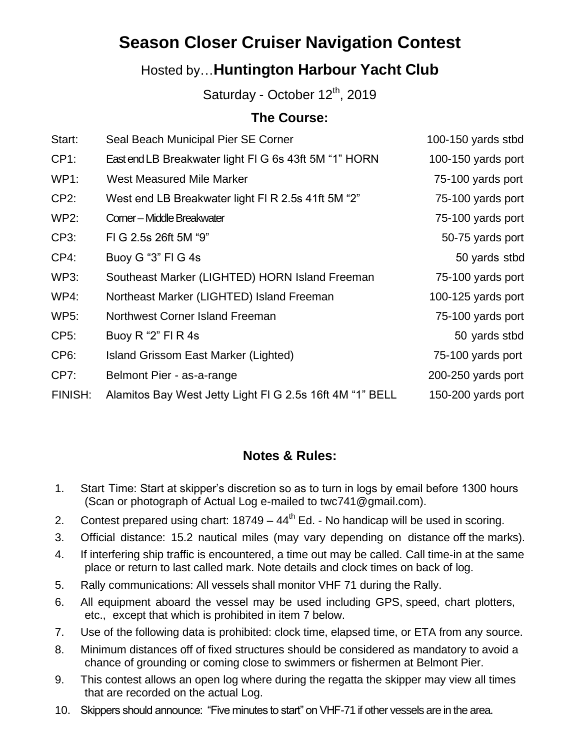# Season Closer Cruiser Navigation Contest

## Hosted by…**Huntington Harbour Yacht Club**

Saturday - October 12th, 2019

### The Course:

| | | |
|---|---|---|
| Start: | Seal Beach Municipal Pier SE Corner | 100-150 yards stbd |
| CP1: | East end LB Breakwater light Fl G 6s 43ft 5M “1” HORN | 100-150 yards port |
| WP1: | West Measured Mile Marker | 75-100 yards port |
| CP2: | West end LB Breakwater light Fl R 2.5s 41ft 5M “2” | 75-100 yards port |
| WP2: | Corner – Middle Breakwater | 75-100 yards port |
| CP3: | Fl G 2.5s 26ft 5M “9” | 50-75 yards port |
| CP4: | Buoy G “3” Fl G 4s | 50 yards stbd |
| WP3: | Southeast Marker (LIGHTED) HORN Island Freeman | 75-100 yards port |
| WP4: | Northeast Marker (LIGHTED) Island Freeman | 100-125 yards port |
| WP5: | Northwest Corner Island Freeman | 75-100 yards port |
| CP5: | Buoy R “2” Fl R 4s | 50 yards stbd |
| CP6: | Island Grissom East Marker (Lighted) | 75-100 yards port |
| CP7: | Belmont Pier - as-a-range | 200-250 yards port |
| FINISH: | Alamitos Bay West Jetty Light Fl G 2.5s 16ft 4M “1” BELL | 150-200 yards port |

### Notes & Rules:

1. Start Time: Start at skipper’s discretion so as to turn in logs by email before 1300 hours (Scan or photograph of Actual Log e-mailed to twc741@gmail.com).
2. Contest prepared using chart: 18749 – 44th Ed. - No handicap will be used in scoring.
3. Official distance: 15.2 nautical miles (may vary depending on distance off the marks).
4. If interfering ship traffic is encountered, a time out may be called. Call time-in at the same place or return to last called mark. Note details and clock times on back of log.
5. Rally communications: All vessels shall monitor VHF 71 during the Rally.
6. All equipment aboard the vessel may be used including GPS, speed, chart plotters, etc., except that which is prohibited in item 7 below.
7. Use of the following data is prohibited: clock time, elapsed time, or ETA from any source.
8. Minimum distances off of fixed structures should be considered as mandatory to avoid a chance of grounding or coming close to swimmers or fishermen at Belmont Pier.
9. This contest allows an open log where during the regatta the skipper may view all times that are recorded on the actual Log.
10. Skippers should announce: “Five minutes to start” on VHF-71 if other vessels are in the area.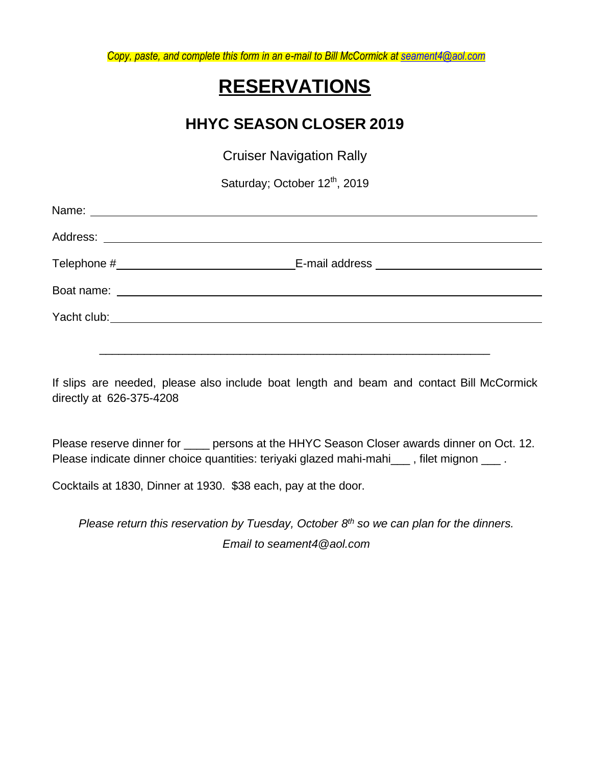*Copy, paste, and complete this form in an e-mail to Bill McCormick at seament4@aol.com*

# RESERVATIONS

## HHYC SEASON CLOSER 2019

Cruiser Navigation Rally

Saturday; October 12th, 2019

Name: ______________________________________________________________

Address: ____________________________________________________________

Telephone #____________________________ E-mail address ___________________________

Boat name: __________________________________________________________

Yacht club: __________________________________________________________

______________________________________________________________

If slips are needed, please also include boat length and beam and contact Bill McCormick directly at 626-375-4208

Please reserve dinner for ____ persons at the HHYC Season Closer awards dinner on Oct. 12.
Please indicate dinner choice quantities: teriyaki glazed mahi-mahi___ , filet mignon ___ .

Cocktails at 1830, Dinner at 1930. $38 each, pay at the door.

*Please return this reservation by Tuesday, October 8th so we can plan for the dinners.*

*Email to seament4@aol.com*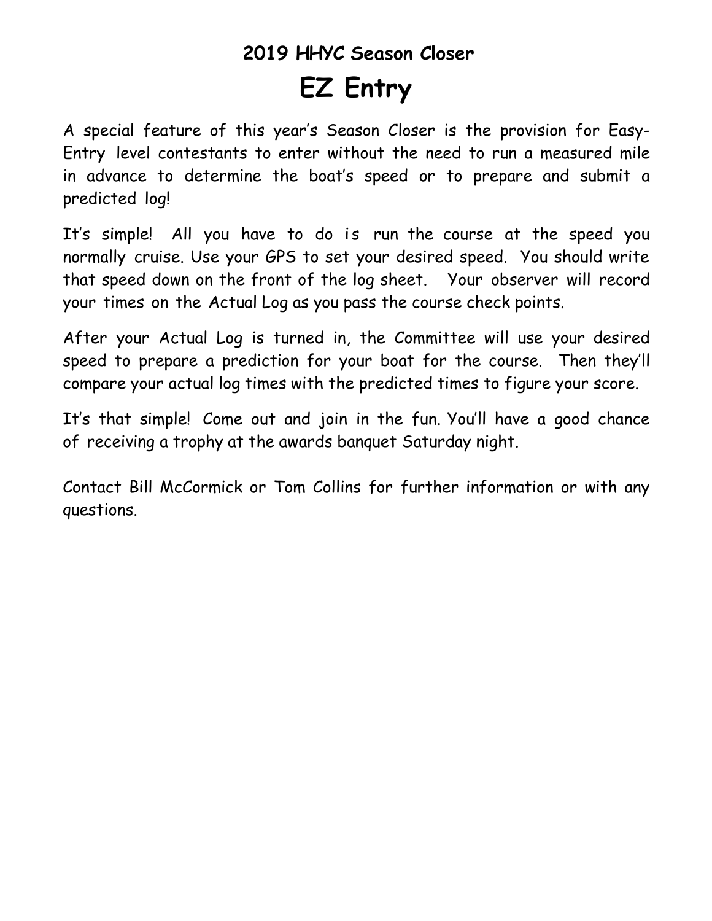## 2019 HHYC Season Closer

# EZ Entry

A special feature of this year's Season Closer is the provision for Easy-Entry level contestants to enter without the need to run a measured mile in advance to determine the boat's speed or to prepare and submit a predicted log!

It's simple! All you have to do is run the course at the speed you normally cruise. Use your GPS to set your desired speed. You should write that speed down on the front of the log sheet. Your observer will record your times on the Actual Log as you pass the course check points.

After your Actual Log is turned in, the Committee will use your desired speed to prepare a prediction for your boat for the course. Then they'll compare your actual log times with the predicted times to figure your score.

It's that simple! Come out and join in the fun. You'll have a good chance of receiving a trophy at the awards banquet Saturday night.

Contact Bill McCormick or Tom Collins for further information or with any questions.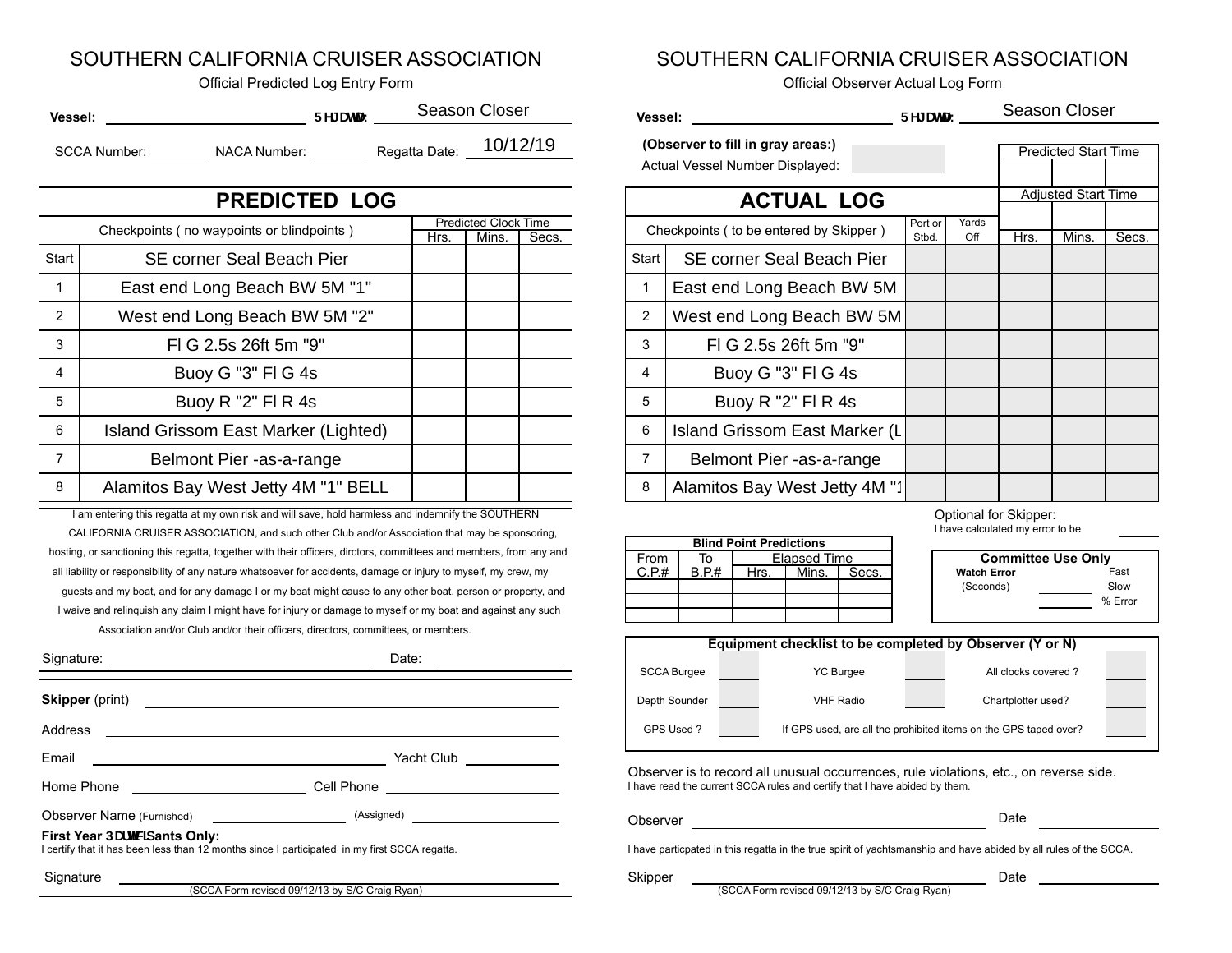# SOUTHERN CALIFORNIA CRUISER ASSOCIATION

Official Predicted Log Entry Form

**Vessel:** ______________________ **Regatta:** Season Closer

SCCA Number: ________ NACA Number: ________ Regatta Date: 10/12/19

| PREDICTED LOG | | Predicted Clock Time | | |
|---|---|---|---|---|
| Checkpoints ( no waypoints or blindpoints ) | | Hrs. | Mins. | Secs. |
| Start | SE corner Seal Beach Pier | | | |
| 1 | East end Long Beach BW 5M "1" | | | |
| 2 | West end Long Beach BW 5M "2" | | | |
| 3 | Fl G 2.5s 26ft 5m "9" | | | |
| 4 | Buoy G "3" Fl G 4s | | | |
| 5 | Buoy R "2" Fl R 4s | | | |
| 6 | Island Grissom East Marker (Lighted) | | | |
| 7 | Belmont Pier -as-a-range | | | |
| 8 | Alamitos Bay West Jetty 4M "1" BELL | | | |

I am entering this regatta at my own risk and will save, hold harmless and indemnify the SOUTHERN CALIFORNIA CRUISER ASSOCIATION, and such other Club and/or Association that may be sponsoring, hosting, or sanctioning this regatta, together with their officers, dirctors, committees and members, from any and all liability or responsibility of any nature whatsoever for accidents, damage or injury to myself, my crew, my guests and my boat, and for any damage I or my boat might cause to any other boat, person or property, and I waive and relinquish any claim I might have for injury or damage to myself or my boat and against any such Association and/or Club and/or their officers, directors, committees, or members.

Signature: ______________________ Date: ____________

**Skipper** (print) ______________________

Address ______________________

Email ______________________ Yacht Club ____________

Home Phone ____________ Cell Phone ____________

Observer Name (Furnished) ____________ (Assigned) ____________

**First Year Participants Only:**
I certify that it has been less than 12 months since I participated in my first SCCA regatta.

Signature ______________________

(SCCA Form revised 09/12/13 by S/C Craig Ryan)

# SOUTHERN CALIFORNIA CRUISER ASSOCIATION

Official Observer Actual Log Form

**Vessel:** ______________________ **Regatta:** Season Closer

**(Observer to fill in gray areas:)**

Actual Vessel Number Displayed: ____________

| Predicted Start Time | | |
|---|---|---|
| | | |

| Adjusted Start Time | | |
|---|---|---|
| | | |

| ACTUAL LOG | | | | | | |
|---|---|---|---|---|---|---|
| Checkpoints ( to be entered by Skipper ) | | Port or Stbd. | Yards Off | Hrs. | Mins. | Secs. |
| Start | SE corner Seal Beach Pier | | | | | |
| 1 | East end Long Beach BW 5M | | | | | |
| 2 | West end Long Beach BW 5M | | | | | |
| 3 | Fl G 2.5s 26ft 5m "9" | | | | | |
| 4 | Buoy G "3" Fl G 4s | | | | | |
| 5 | Buoy R "2" Fl R 4s | | | | | |
| 6 | Island Grissom East Marker (L | | | | | |
| 7 | Belmont Pier -as-a-range | | | | | |
| 8 | Alamitos Bay West Jetty 4M "1 | | | | | |

Optional for Skipper:
I have calculated my error to be ________

| Blind Point Predictions | | | | |
|---|---|---|---|---|
| From | To | Elapsed Time | | |
| C.P.# | B.P.# | Hrs. | Mins. | Secs. |
| | | | | |
| | | | | |
| | | | | |

**Committee Use Only**

**Watch Error** (Seconds) ________ Fast ________ Slow ________ % Error

| Equipment checklist to be completed by Observer (Y or N) | | | | | |
|---|---|---|---|---|---|
| SCCA Burgee | | YC Burgee | | All clocks covered ? | |
| Depth Sounder | | VHF Radio | | Chartplotter used? | |
| GPS Used ? | | If GPS used, are all the prohibited items on the GPS taped over? | | | |

Observer is to record all unusual occurrences, rule violations, etc., on reverse side.
I have read the current SCCA rules and certify that I have abided by them.

Observer ______________________ Date ____________

I have particpated in this regatta in the true spirit of yachtsmanship and have abided by all rules of the SCCA.

Skipper ______________________ Date ____________

(SCCA Form revised 09/12/13 by S/C Craig Ryan)